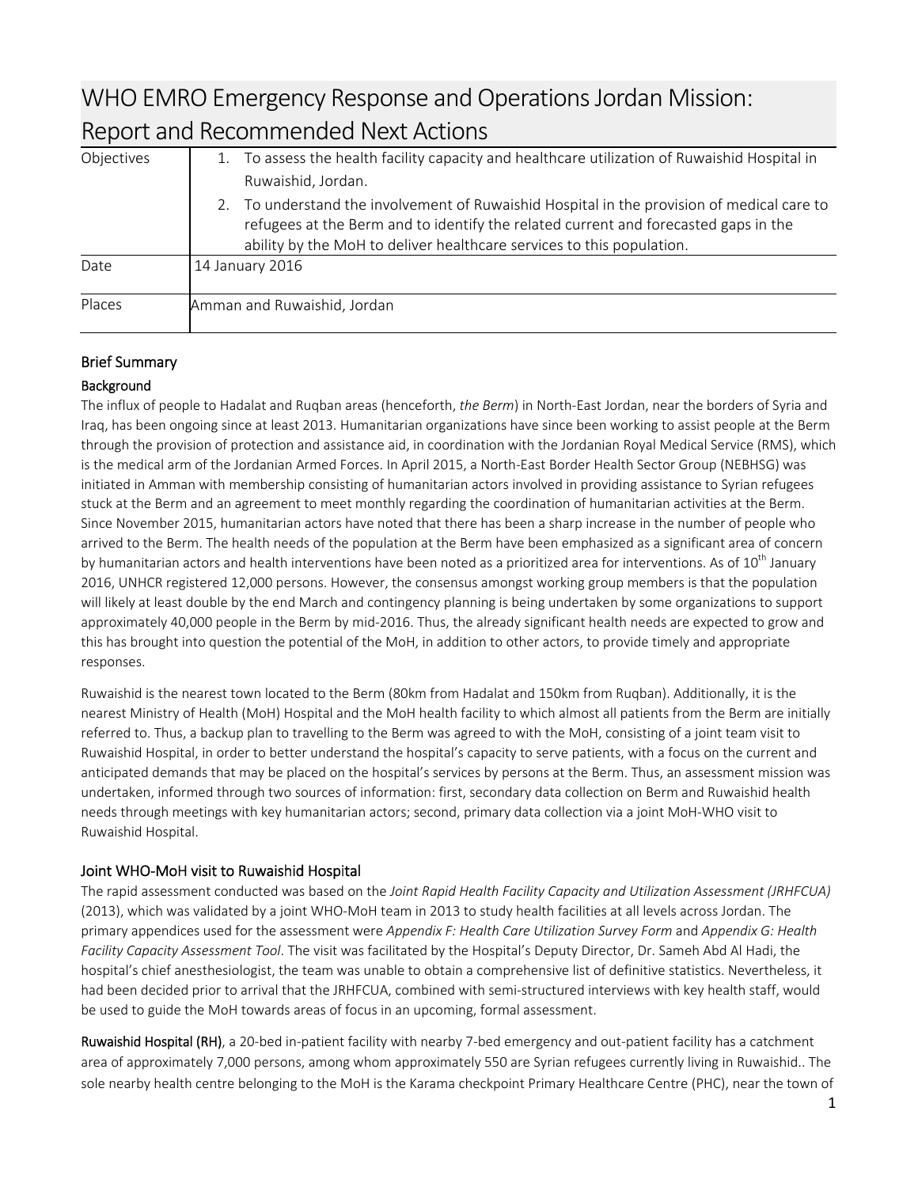# WHO EMRO Emergency Response and Operations Jordan Mission: Report and Recommended Next Actions

| Objectives | 1. To assess the health facility capacity and healthcare utilization of Ruwaishid Hospital in Ruwaishid, Jordan.<br>2. To understand the involvement of Ruwaishid Hospital in the provision of medical care to refugees at the Berm and to identify the related current and forecasted gaps in the ability by the MoH to deliver healthcare services to this population. |
|---|---|
| Date | 14 January 2016 |
| Places | Amman and Ruwaishid, Jordan |

## Brief Summary

### Background

The influx of people to Hadalat and Ruqban areas (henceforth, *the Berm*) in North-East Jordan, near the borders of Syria and Iraq, has been ongoing since at least 2013. Humanitarian organizations have since been working to assist people at the Berm through the provision of protection and assistance aid, in coordination with the Jordanian Royal Medical Service (RMS), which is the medical arm of the Jordanian Armed Forces. In April 2015, a North-East Border Health Sector Group (NEBHSG) was initiated in Amman with membership consisting of humanitarian actors involved in providing assistance to Syrian refugees stuck at the Berm and an agreement to meet monthly regarding the coordination of humanitarian activities at the Berm. Since November 2015, humanitarian actors have noted that there has been a sharp increase in the number of people who arrived to the Berm. The health needs of the population at the Berm have been emphasized as a significant area of concern by humanitarian actors and health interventions have been noted as a prioritized area for interventions. As of 10th January 2016, UNHCR registered 12,000 persons. However, the consensus amongst working group members is that the population will likely at least double by the end March and contingency planning is being undertaken by some organizations to support approximately 40,000 people in the Berm by mid-2016. Thus, the already significant health needs are expected to grow and this has brought into question the potential of the MoH, in addition to other actors, to provide timely and appropriate responses.

Ruwaishid is the nearest town located to the Berm (80km from Hadalat and 150km from Ruqban). Additionally, it is the nearest Ministry of Health (MoH) Hospital and the MoH health facility to which almost all patients from the Berm are initially referred to. Thus, a backup plan to travelling to the Berm was agreed to with the MoH, consisting of a joint team visit to Ruwaishid Hospital, in order to better understand the hospital's capacity to serve patients, with a focus on the current and anticipated demands that may be placed on the hospital's services by persons at the Berm. Thus, an assessment mission was undertaken, informed through two sources of information: first, secondary data collection on Berm and Ruwaishid health needs through meetings with key humanitarian actors; second, primary data collection via a joint MoH-WHO visit to Ruwaishid Hospital.

### Joint WHO-MoH visit to Ruwaishid Hospital

The rapid assessment conducted was based on the *Joint Rapid Health Facility Capacity and Utilization Assessment (JRHFCUA)* (2013), which was validated by a joint WHO-MoH team in 2013 to study health facilities at all levels across Jordan. The primary appendices used for the assessment were *Appendix F: Health Care Utilization Survey Form* and *Appendix G: Health Facility Capacity Assessment Tool*. The visit was facilitated by the Hospital's Deputy Director, Dr. Sameh Abd Al Hadi, the hospital's chief anesthesiologist, the team was unable to obtain a comprehensive list of definitive statistics. Nevertheless, it had been decided prior to arrival that the JRHFCUA, combined with semi-structured interviews with key health staff, would be used to guide the MoH towards areas of focus in an upcoming, formal assessment.

**Ruwaishid Hospital (RH)**, a 20-bed in-patient facility with nearby 7-bed emergency and out-patient facility has a catchment area of approximately 7,000 persons, among whom approximately 550 are Syrian refugees currently living in Ruwaishid.. The sole nearby health centre belonging to the MoH is the Karama checkpoint Primary Healthcare Centre (PHC), near the town of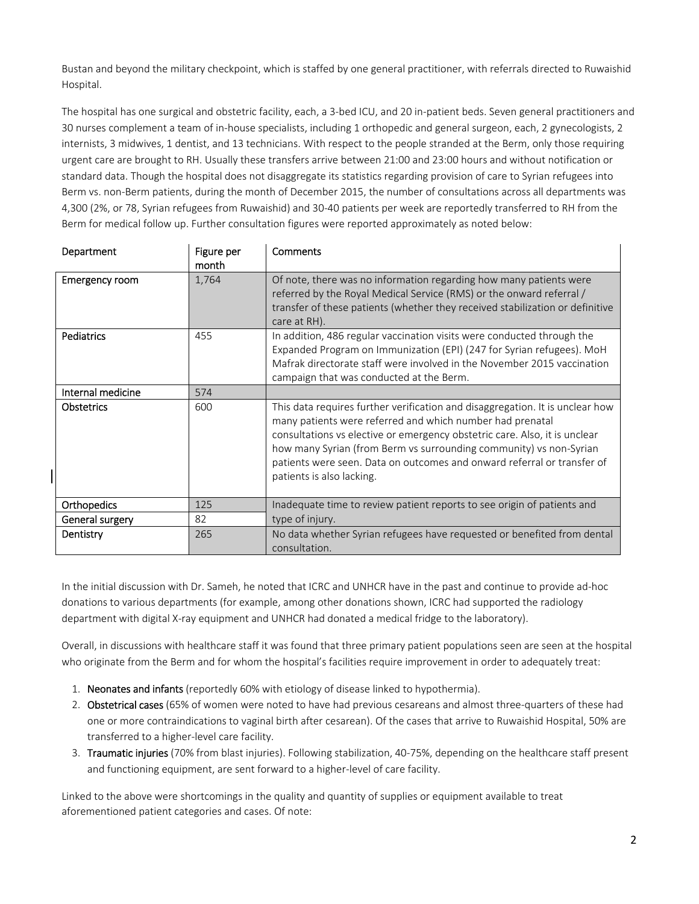Bustan and beyond the military checkpoint, which is staffed by one general practitioner, with referrals directed to Ruwaishid Hospital.

The hospital has one surgical and obstetric facility, each, a 3-bed ICU, and 20 in-patient beds. Seven general practitioners and 30 nurses complement a team of in-house specialists, including 1 orthopedic and general surgeon, each, 2 gynecologists, 2 internists, 3 midwives, 1 dentist, and 13 technicians. With respect to the people stranded at the Berm, only those requiring urgent care are brought to RH. Usually these transfers arrive between 21:00 and 23:00 hours and without notification or standard data. Though the hospital does not disaggregate its statistics regarding provision of care to Syrian refugees into Berm vs. non-Berm patients, during the month of December 2015, the number of consultations across all departments was 4,300 (2%, or 78, Syrian refugees from Ruwaishid) and 30-40 patients per week are reportedly transferred to RH from the Berm for medical follow up. Further consultation figures were reported approximately as noted below:

| Department | Figure per month | Comments |
| --- | --- | --- |
| Emergency room | 1,764 | Of note, there was no information regarding how many patients were referred by the Royal Medical Service (RMS) or the onward referral / transfer of these patients (whether they received stabilization or definitive care at RH). |
| Pediatrics | 455 | In addition, 486 regular vaccination visits were conducted through the Expanded Program on Immunization (EPI) (247 for Syrian refugees). MoH Mafrak directorate staff were involved in the November 2015 vaccination campaign that was conducted at the Berm. |
| Internal medicine | 574 | |
| Obstetrics | 600 | This data requires further verification and disaggregation. It is unclear how many patients were referred and which number had prenatal consultations vs elective or emergency obstetric care. Also, it is unclear how many Syrian (from Berm vs surrounding community) vs non-Syrian patients were seen. Data on outcomes and onward referral or transfer of patients is also lacking. |
| Orthopedics | 125 | Inadequate time to review patient reports to see origin of patients and type of injury. |
| General surgery | 82 | |
| Dentistry | 265 | No data whether Syrian refugees have requested or benefited from dental consultation. |

In the initial discussion with Dr. Sameh, he noted that ICRC and UNHCR have in the past and continue to provide ad-hoc donations to various departments (for example, among other donations shown, ICRC had supported the radiology department with digital X-ray equipment and UNHCR had donated a medical fridge to the laboratory).

Overall, in discussions with healthcare staff it was found that three primary patient populations seen are seen at the hospital who originate from the Berm and for whom the hospital's facilities require improvement in order to adequately treat:

1. **Neonates and infants** (reportedly 60% with etiology of disease linked to hypothermia).
2. **Obstetrical cases** (65% of women were noted to have had previous cesareans and almost three-quarters of these had one or more contraindications to vaginal birth after cesarean). Of the cases that arrive to Ruwaishid Hospital, 50% are transferred to a higher-level care facility.
3. **Traumatic injuries** (70% from blast injuries). Following stabilization, 40-75%, depending on the healthcare staff present and functioning equipment, are sent forward to a higher-level of care facility.

Linked to the above were shortcomings in the quality and quantity of supplies or equipment available to treat aforementioned patient categories and cases. Of note: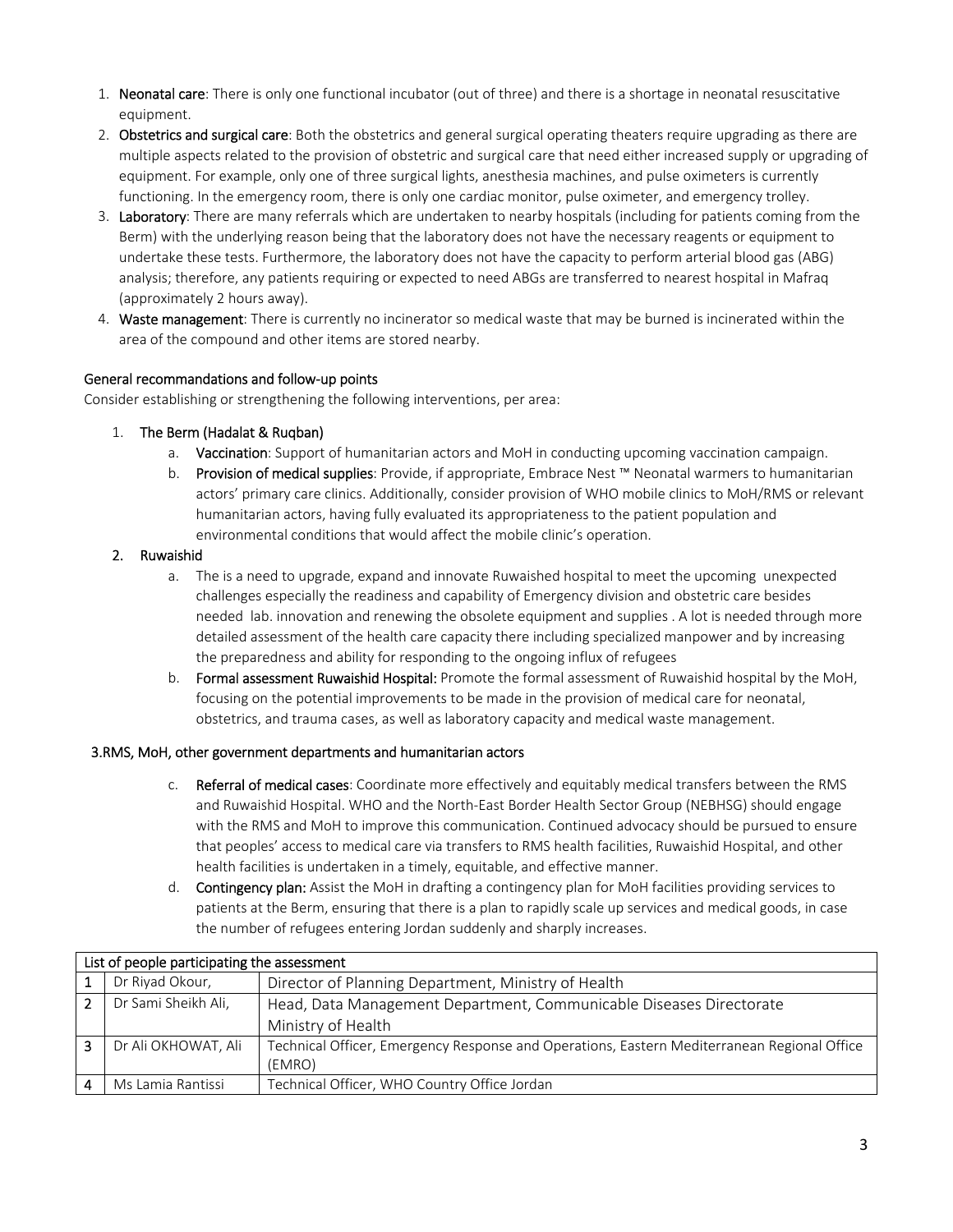1. **Neonatal care**: There is only one functional incubator (out of three) and there is a shortage in neonatal resuscitative equipment.
2. **Obstetrics and surgical care**: Both the obstetrics and general surgical operating theaters require upgrading as there are multiple aspects related to the provision of obstetric and surgical care that need either increased supply or upgrading of equipment. For example, only one of three surgical lights, anesthesia machines, and pulse oximeters is currently functioning. In the emergency room, there is only one cardiac monitor, pulse oximeter, and emergency trolley.
3. **Laboratory**: There are many referrals which are undertaken to nearby hospitals (including for patients coming from the Berm) with the underlying reason being that the laboratory does not have the necessary reagents or equipment to undertake these tests. Furthermore, the laboratory does not have the capacity to perform arterial blood gas (ABG) analysis; therefore, any patients requiring or expected to need ABGs are transferred to nearest hospital in Mafraq (approximately 2 hours away).
4. **Waste management**: There is currently no incinerator so medical waste that may be burned is incinerated within the area of the compound and other items are stored nearby.

General recommandations and follow-up points

Consider establishing or strengthening the following interventions, per area:

1. The Berm (Hadalat & Ruqban)
   a. **Vaccination**: Support of humanitarian actors and MoH in conducting upcoming vaccination campaign.
   b. **Provision of medical supplies**: Provide, if appropriate, Embrace Nest ™ Neonatal warmers to humanitarian actors' primary care clinics. Additionally, consider provision of WHO mobile clinics to MoH/RMS or relevant humanitarian actors, having fully evaluated its appropriateness to the patient population and environmental conditions that would affect the mobile clinic's operation.
2. Ruwaishid
   a. The is a need to upgrade, expand and innovate Ruwaished hospital to meet the upcoming unexpected challenges especially the readiness and capability of Emergency division and obstetric care besides needed lab. innovation and renewing the obsolete equipment and supplies . A lot is needed through more detailed assessment of the health care capacity there including specialized manpower and by increasing the preparedness and ability for responding to the ongoing influx of refugees
   b. **Formal assessment Ruwaishid Hospital:** Promote the formal assessment of Ruwaishid hospital by the MoH, focusing on the potential improvements to be made in the provision of medical care for neonatal, obstetrics, and trauma cases, as well as laboratory capacity and medical waste management.

3.RMS, MoH, other government departments and humanitarian actors

   c. **Referral of medical cases**: Coordinate more effectively and equitably medical transfers between the RMS and Ruwaishid Hospital. WHO and the North-East Border Health Sector Group (NEBHSG) should engage with the RMS and MoH to improve this communication. Continued advocacy should be pursued to ensure that peoples' access to medical care via transfers to RMS health facilities, Ruwaishid Hospital, and other health facilities is undertaken in a timely, equitable, and effective manner.
   d. **Contingency plan:** Assist the MoH in drafting a contingency plan for MoH facilities providing services to patients at the Berm, ensuring that there is a plan to rapidly scale up services and medical goods, in case the number of refugees entering Jordan suddenly and sharply increases.

| List of people participating the assessment | | |
|---|---|---|
| 1 | Dr Riyad Okour, | Director of Planning Department, Ministry of Health |
| 2 | Dr Sami Sheikh Ali, | Head, Data Management Department, Communicable Diseases Directorate Ministry of Health |
| 3 | Dr Ali OKHOWAT, Ali | Technical Officer, Emergency Response and Operations, Eastern Mediterranean Regional Office (EMRO) |
| 4 | Ms Lamia Rantissi | Technical Officer, WHO Country Office Jordan |